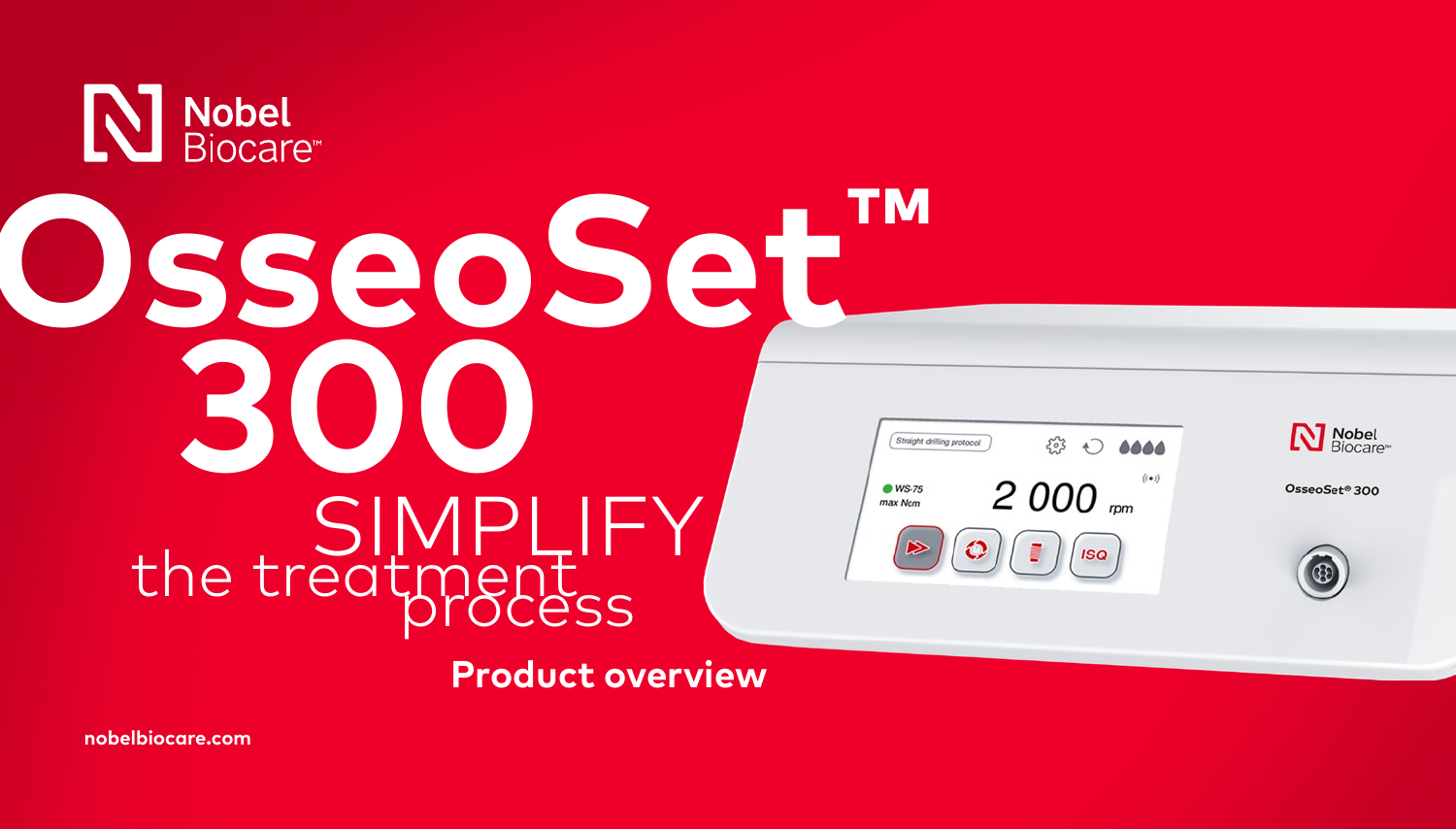Nobel Biocare™

# OsseoSet™ 300

SIMPLIFY the treatment process

**Product overview**

nobelbiocare.com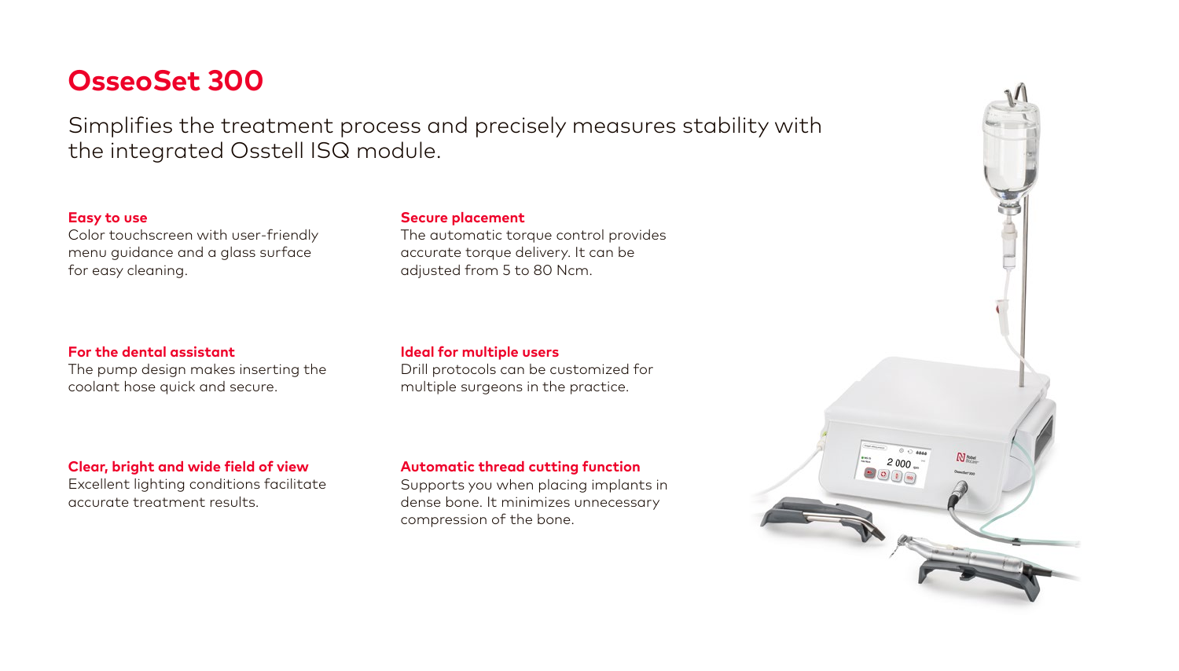# OsseoSet 300

Simplifies the treatment process and precisely measures stability with the integrated Osstell ISQ module.

**Easy to use**
Color touchscreen with user-friendly menu guidance and a glass surface for easy cleaning.

**Secure placement**
The automatic torque control provides accurate torque delivery. It can be adjusted from 5 to 80 Ncm.

**For the dental assistant**
The pump design makes inserting the coolant hose quick and secure.

**Ideal for multiple users**
Drill protocols can be customized for multiple surgeons in the practice.

**Clear, bright and wide field of view**
Excellent lighting conditions facilitate accurate treatment results.

**Automatic thread cutting function**
Supports you when placing implants in dense bone. It minimizes unnecessary compression of the bone.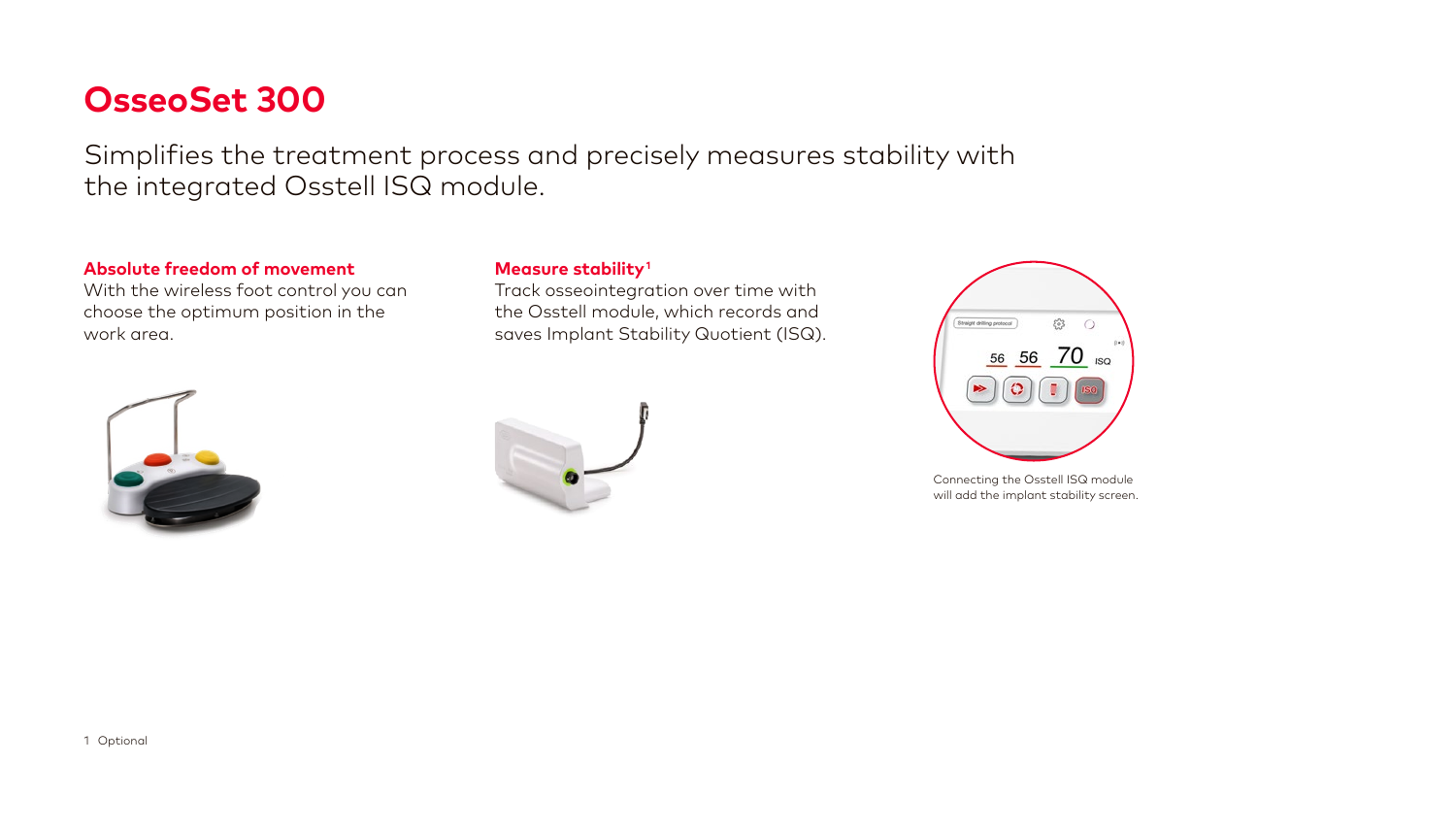# OsseoSet 300

Simplifies the treatment process and precisely measures stability with the integrated Osstell ISQ module.

**Absolute freedom of movement**
With the wireless foot control you can choose the optimum position in the work area.

**Measure stability**[1]
Track osseointegration over time with the Osstell module, which records and saves Implant Stability Quotient (ISQ).

Connecting the Osstell ISQ module will add the implant stability screen.

1 Optional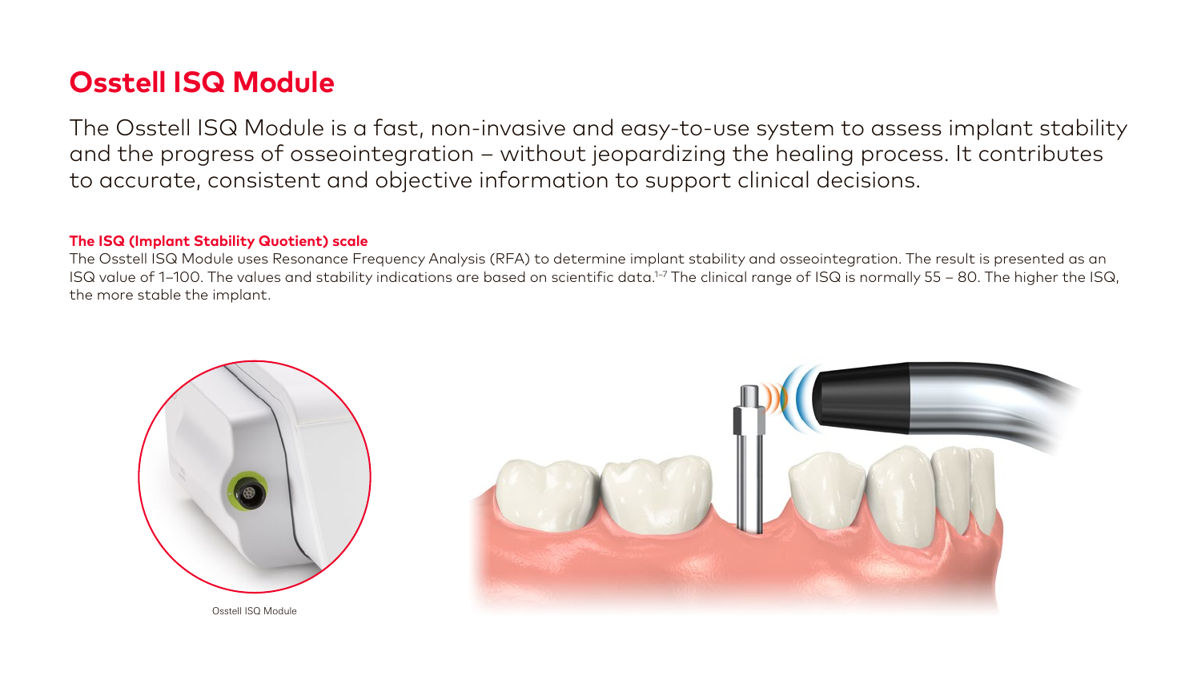# Osstell ISQ Module

The Osstell ISQ Module is a fast, non-invasive and easy-to-use system to assess implant stability and the progress of osseointegration – without jeopardizing the healing process. It contributes to accurate, consistent and objective information to support clinical decisions.

### The ISQ (Implant Stability Quotient) scale

The Osstell ISQ Module uses Resonance Frequency Analysis (RFA) to determine implant stability and osseointegration. The result is presented as an ISQ value of 1–100. The values and stability indications are based on scientific data.[1–7] The clinical range of ISQ is normally 55 – 80. The higher the ISQ, the more stable the implant.

Osstell ISQ Module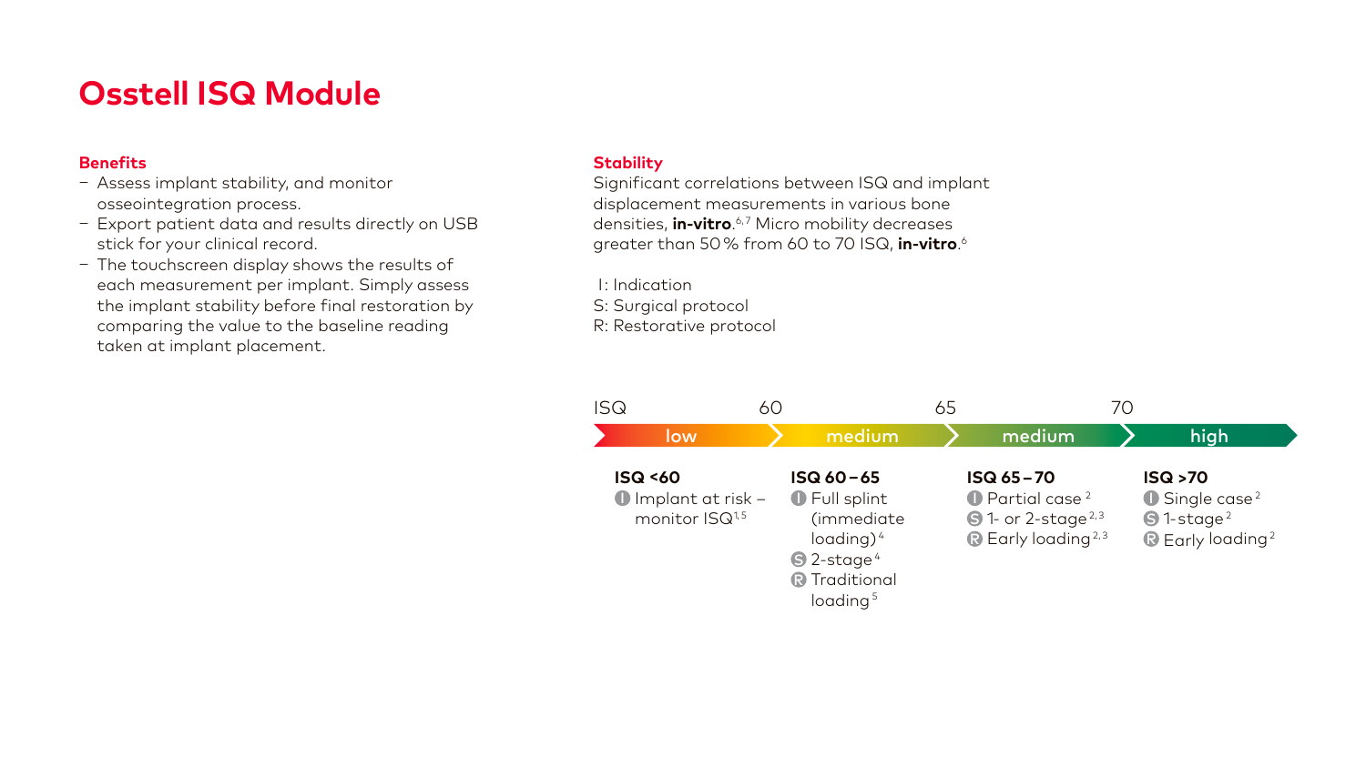# Osstell ISQ Module

## Benefits

- Assess implant stability, and monitor osseointegration process.
- Export patient data and results directly on USB stick for your clinical record.
- The touchscreen display shows the results of each measurement per implant. Simply assess the implant stability before final restoration by comparing the value to the baseline reading taken at implant placement.

## Stability

Significant correlations between ISQ and implant displacement measurements in various bone densities, **in-vitro**.[6,7] Micro mobility decreases greater than 50 % from 60 to 70 ISQ, **in-vitro**.[6]

I: Indication
S: Surgical protocol
R: Restorative protocol

| ISQ <60 (low) | ISQ 60–65 (medium) | ISQ 65–70 (medium) | ISQ >70 (high) |
| --- | --- | --- | --- |
| I: Implant at risk – monitor ISQ[1,5] | I: Full splint (immediate loading)[4] | I: Partial case[2] | I: Single case[2] |
| | S: 2-stage[4] | S: 1- or 2-stage[2,3] | S: 1-stage[2] |
| | R: Traditional loading[5] | R: Early loading[2,3] | R: Early loading[2] |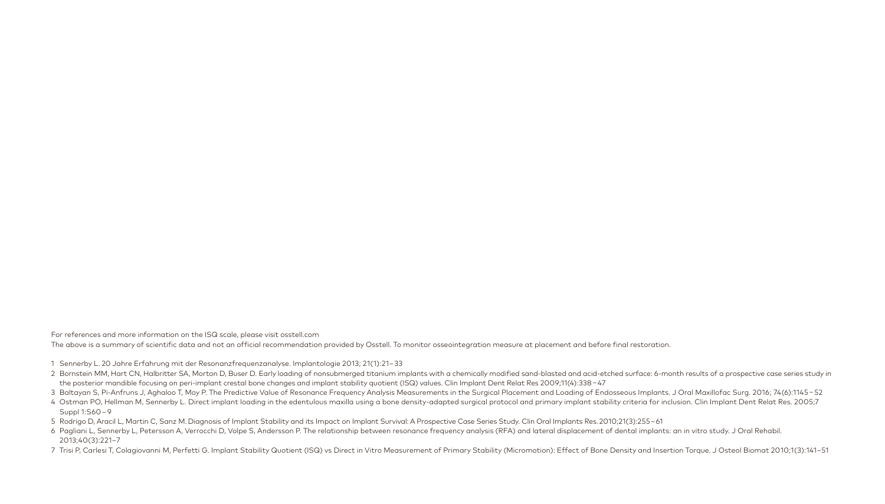For references and more information on the ISQ scale, please visit osstell.com

The above is a summary of scientific data and not an official recommendation provided by Osstell. To monitor osseointegration measure at placement and before final restoration.

1. Sennerby L. 20 Jahre Erfahrung mit der Resonanzfrequenzanalyse. Implantologie 2013; 21(1):21– 33
2. Bornstein MM, Hart CN, Halbritter SA, Morton D, Buser D. Early loading of nonsubmerged titanium implants with a chemically modified sand-blasted and acid-etched surface: 6-month results of a prospective case series study in the posterior mandible focusing on peri-implant crestal bone changes and implant stability quotient (ISQ) values. Clin Implant Dent Relat Res 2009;11(4):338 – 47
3. Baltayan S, Pi-Anfruns J, Aghaloo T, Moy P. The Predictive Value of Resonance Frequency Analysis Measurements in the Surgical Placement and Loading of Endosseous Implants. J Oral Maxillofac Surg. 2016; 74(6):1145 – 52
4. Ostman PO, Hellman M, Sennerby L. Direct implant loading in the edentulous maxilla using a bone density-adapted surgical protocol and primary implant stability criteria for inclusion. Clin Implant Dent Relat Res. 2005;7 Suppl 1:S60 – 9
5. Rodrigo D, Aracil L, Martin C, Sanz M. Diagnosis of Implant Stability and its Impact on Implant Survival: A Prospective Case Series Study. Clin Oral Implants Res. 2010;21(3):255 – 61
6. Pagliani L, Sennerby L, Petersson A, Verrocchi D, Volpe S, Andersson P. The relationship between resonance frequency analysis (RFA) and lateral displacement of dental implants: an in vitro study. J Oral Rehabil. 2013;40(3):221–7
7. Trisi P, Carlesi T, Colagiovanni M, Perfetti G. Implant Stability Quotient (ISQ) vs Direct in Vitro Measurement of Primary Stability (Micromotion): Effect of Bone Density and Insertion Torque. J Osteol Biomat 2010;1(3):141– 51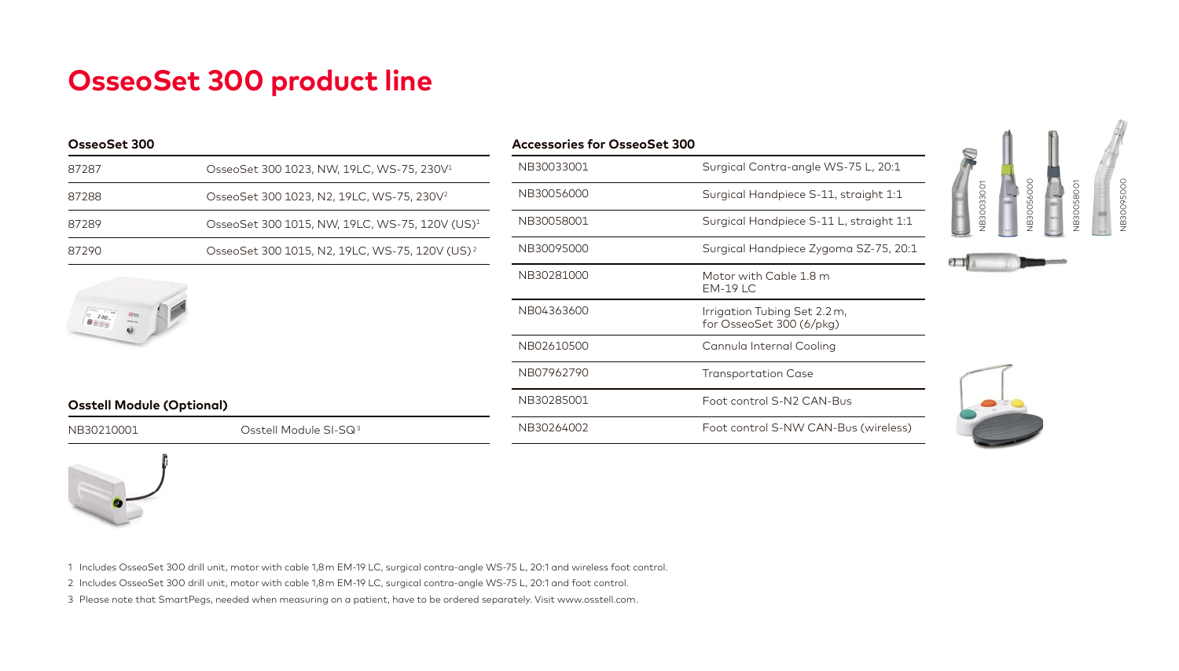# OsseoSet 300 product line

## OsseoSet 300

| | |
|---|---|
| 87287 | OsseoSet 300 1023, NW, 19LC, WS-75, 230V[1] |
| 87288 | OsseoSet 300 1023, N2, 19LC, WS-75, 230V[2] |
| 87289 | OsseoSet 300 1015, NW, 19LC, WS-75, 120V (US)[1] |
| 87290 | OsseoSet 300 1015, N2, 19LC, WS-75, 120V (US)[2] |

## Osstell Module (Optional)

| | |
|---|---|
| NB30210001 | Osstell Module SI-SQ[3] |

## Accessories for OsseoSet 300

| | |
|---|---|
| NB30033001 | Surgical Contra-angle WS-75 L, 20:1 |
| NB30056000 | Surgical Handpiece S-11, straight 1:1 |
| NB30058001 | Surgical Handpiece S-11 L, straight 1:1 |
| NB30095000 | Surgical Handpiece Zygoma SZ-75, 20:1 |
| NB30281000 | Motor with Cable 1.8 m EM-19 LC |
| NB04363600 | Irrigation Tubing Set 2.2 m, for OsseoSet 300 (6/pkg) |
| NB02610500 | Cannula Internal Cooling |
| NB07962790 | Transportation Case |
| NB30285001 | Foot control S-N2 CAN-Bus |
| NB30264002 | Foot control S-NW CAN-Bus (wireless) |

NB30033001 NB30056000 NB30058001 NB30095000

1 Includes OsseoSet 300 drill unit, motor with cable 1,8 m EM-19 LC, surgical contra-angle WS-75 L, 20:1 and wireless foot control.

2 Includes OsseoSet 300 drill unit, motor with cable 1,8 m EM-19 LC, surgical contra-angle WS-75 L, 20:1 and foot control.

3 Please note that SmartPegs, needed when measuring on a patient, have to be ordered separately. Visit www.osstell.com.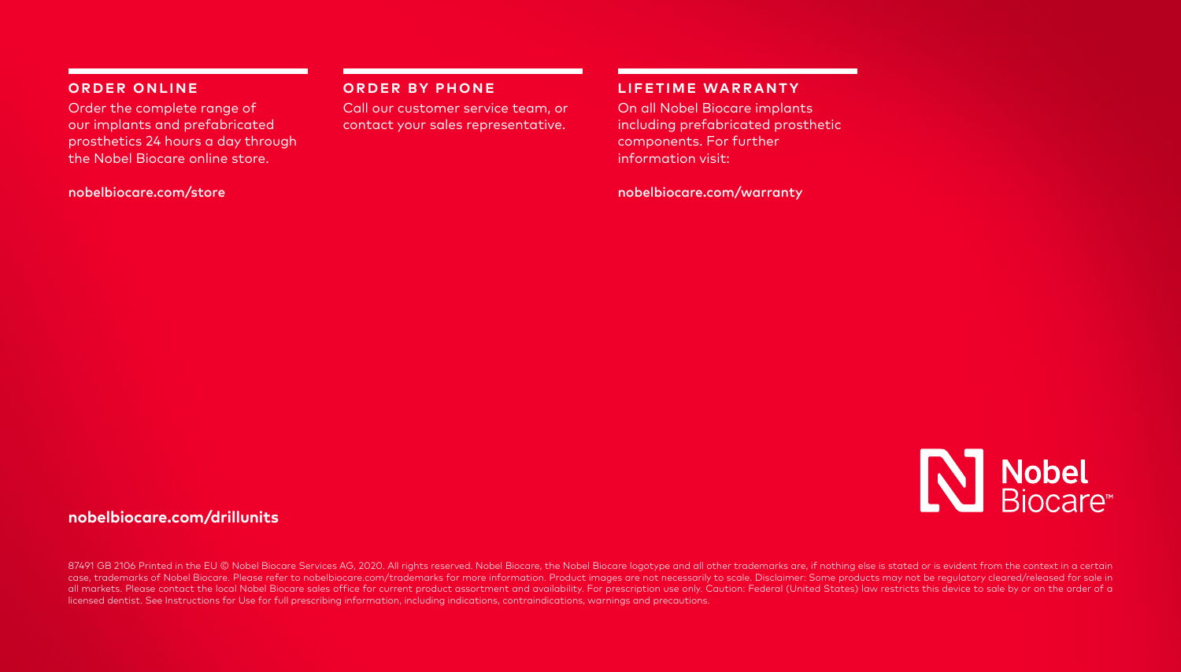## ORDER ONLINE

Order the complete range of our implants and prefabricated prosthetics 24 hours a day through the Nobel Biocare online store.

**nobelbiocare.com/store**

## ORDER BY PHONE

Call our customer service team, or contact your sales representative.

## LIFETIME WARRANTY

On all Nobel Biocare implants including prefabricated prosthetic components. For further information visit:

**nobelbiocare.com/warranty**

**nobelbiocare.com/drillunits**

Nobel Biocare™

87491 GB 2106 Printed in the EU © Nobel Biocare Services AG, 2020. All rights reserved. Nobel Biocare, the Nobel Biocare logotype and all other trademarks are, if nothing else is stated or is evident from the context in a certain case, trademarks of Nobel Biocare. Please refer to nobelbiocare.com/trademarks for more information. Product images are not necessarily to scale. Disclaimer: Some products may not be regulatory cleared/released for sale in all markets. Please contact the local Nobel Biocare sales office for current product assortment and availability. For prescription use only. Caution: Federal (United States) law restricts this device to sale by or on the order of a licensed dentist. See Instructions for Use for full prescribing information, including indications, contraindications, warnings and precautions.